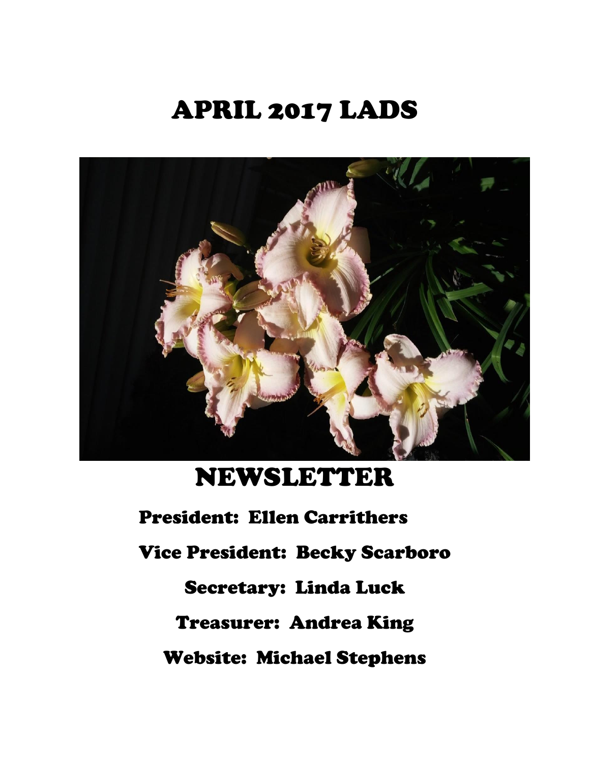# APRIL 2017 LADS

# NEWSLETTER

**President: Ellen Carrithers**

**Vice President: Becky Scarboro**

**Secretary: Linda Luck**

**Treasurer: Andrea King**

**Website: Michael Stephens**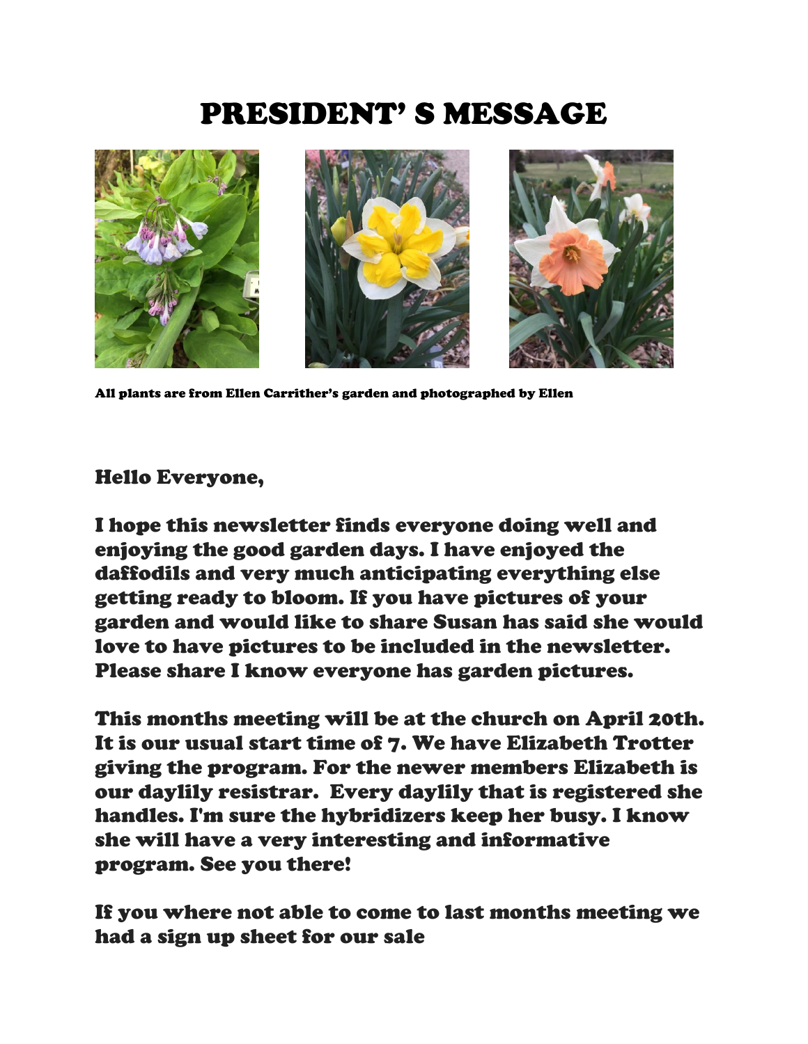# PRESIDENT' S MESSAGE

All plants are from Ellen Carrither's garden and photographed by Ellen

Hello Everyone,

I hope this newsletter finds everyone doing well and enjoying the good garden days. I have enjoyed the daffodils and very much anticipating everything else getting ready to bloom. If you have pictures of your garden and would like to share Susan has said she would love to have pictures to be included in the newsletter. Please share I know everyone has garden pictures.

This months meeting will be at the church on April 20th. It is our usual start time of 7. We have Elizabeth Trotter giving the program. For the newer members Elizabeth is our daylily resistrar. Every daylily that is registered she handles. I'm sure the hybridizers keep her busy. I know she will have a very interesting and informative program. See you there!

If you where not able to come to last months meeting we had a sign up sheet for our sale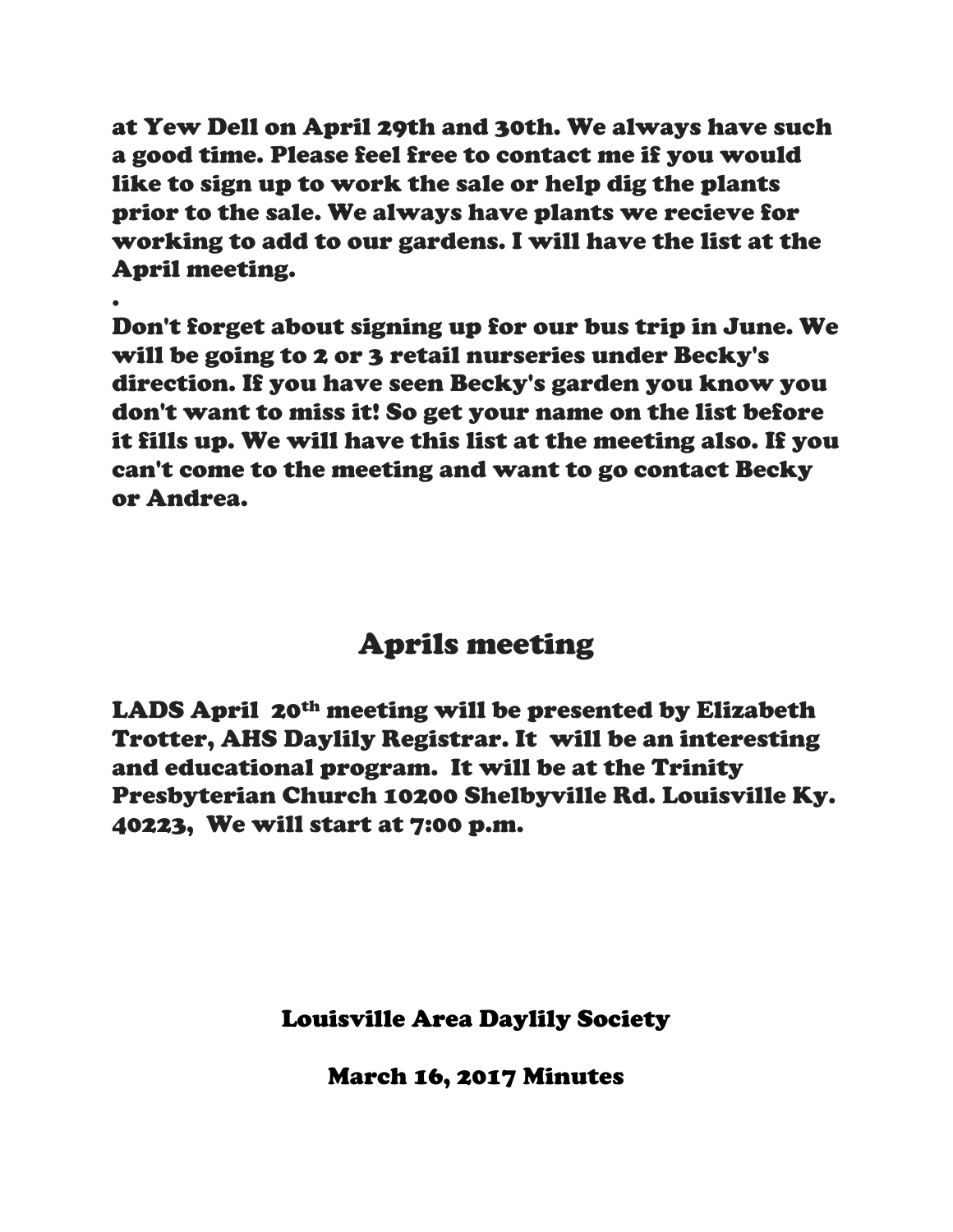at Yew Dell on April 29th and 30th. We always have such a good time. Please feel free to contact me if you would like to sign up to work the sale or help dig the plants prior to the sale. We always have plants we recieve for working to add to our gardens. I will have the list at the April meeting.

•

Don't forget about signing up for our bus trip in June. We will be going to 2 or 3 retail nurseries under Becky's direction. If you have seen Becky's garden you know you don't want to miss it! So get your name on the list before it fills up. We will have this list at the meeting also. If you can't come to the meeting and want to go contact Becky or Andrea.

## Aprils meeting

LADS April 20th meeting will be presented by Elizabeth Trotter, AHS Daylily Registrar. It will be an interesting and educational program. It will be at the Trinity Presbyterian Church 10200 Shelbyville Rd. Louisville Ky. 40223, We will start at 7:00 p.m.

## Louisville Area Daylily Society

## March 16, 2017 Minutes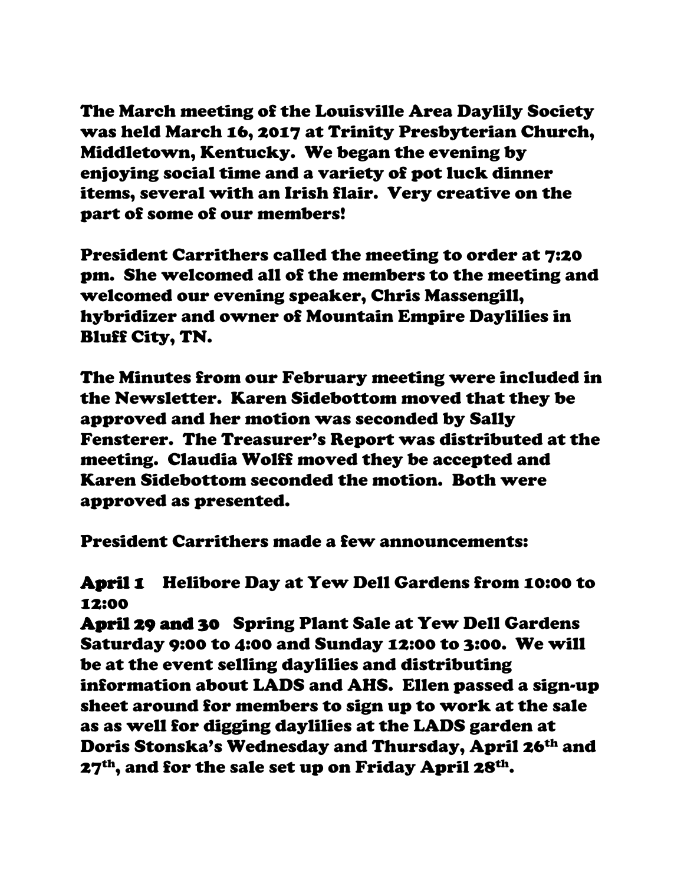The March meeting of the Louisville Area Daylily Society was held March 16, 2017 at Trinity Presbyterian Church, Middletown, Kentucky. We began the evening by enjoying social time and a variety of pot luck dinner items, several with an Irish flair. Very creative on the part of some of our members!

President Carrithers called the meeting to order at 7:20 pm. She welcomed all of the members to the meeting and welcomed our evening speaker, Chris Massengill, hybridizer and owner of Mountain Empire Daylilies in Bluff City, TN.

The Minutes from our February meeting were included in the Newsletter. Karen Sidebottom moved that they be approved and her motion was seconded by Sally Fensterer. The Treasurer's Report was distributed at the meeting. Claudia Wolff moved they be accepted and Karen Sidebottom seconded the motion. Both were approved as presented.

President Carrithers made a few announcements:

**April 1** Helibore Day at Yew Dell Gardens from 10:00 to 12:00

**April 29 and 30** Spring Plant Sale at Yew Dell Gardens Saturday 9:00 to 4:00 and Sunday 12:00 to 3:00. We will be at the event selling daylilies and distributing information about LADS and AHS. Ellen passed a sign-up sheet around for members to sign up to work at the sale as as well for digging daylilies at the LADS garden at Doris Stonska's Wednesday and Thursday, April 26th and 27th, and for the sale set up on Friday April 28th.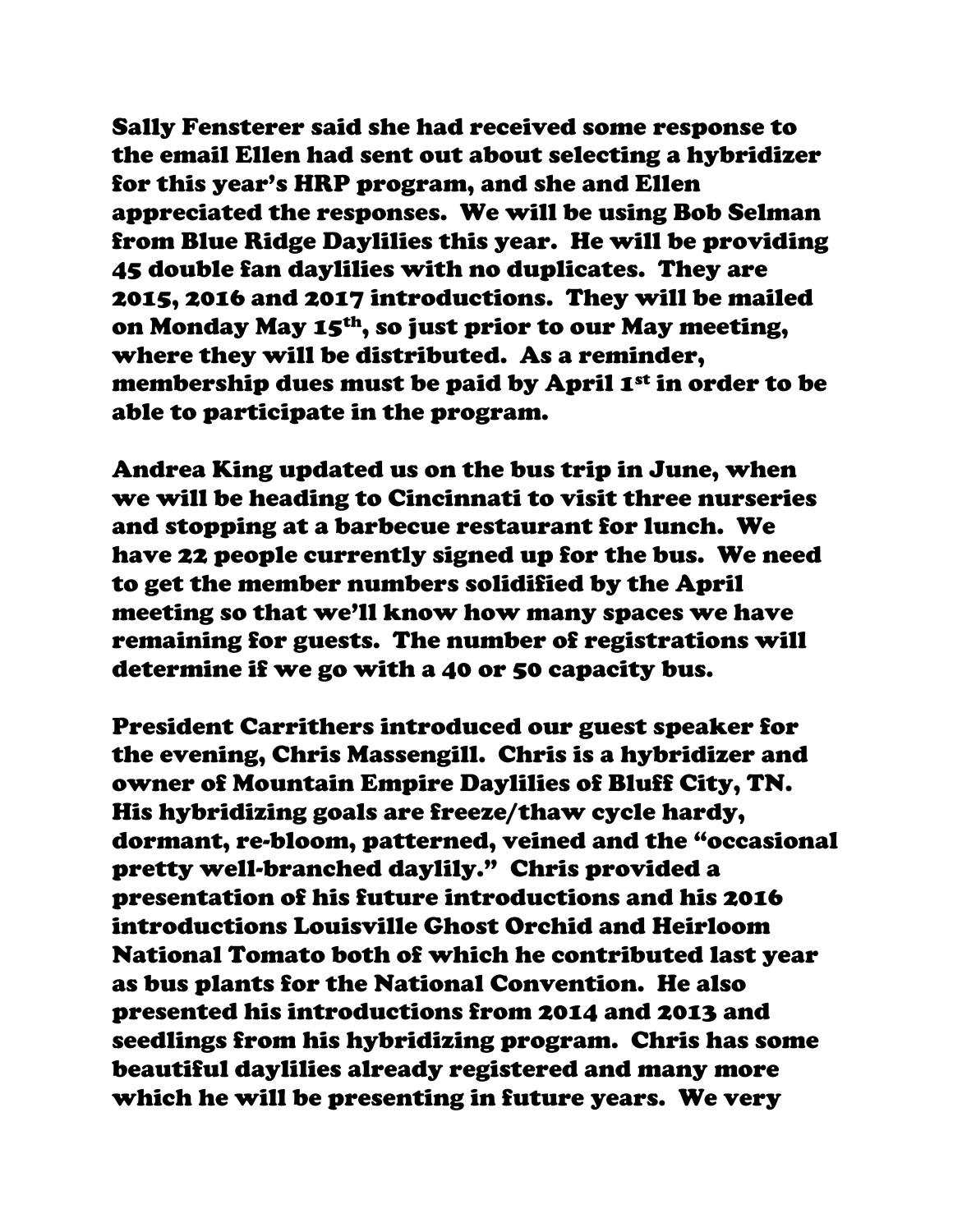Sally Fensterer said she had received some response to the email Ellen had sent out about selecting a hybridizer for this year's HRP program, and she and Ellen appreciated the responses. We will be using Bob Selman from Blue Ridge Daylilies this year. He will be providing 45 double fan daylilies with no duplicates. They are 2015, 2016 and 2017 introductions. They will be mailed on Monday May 15th, so just prior to our May meeting, where they will be distributed. As a reminder, membership dues must be paid by April 1st in order to be able to participate in the program.

Andrea King updated us on the bus trip in June, when we will be heading to Cincinnati to visit three nurseries and stopping at a barbecue restaurant for lunch. We have 22 people currently signed up for the bus. We need to get the member numbers solidified by the April meeting so that we'll know how many spaces we have remaining for guests. The number of registrations will determine if we go with a 40 or 50 capacity bus.

President Carrithers introduced our guest speaker for the evening, Chris Massengill. Chris is a hybridizer and owner of Mountain Empire Daylilies of Bluff City, TN. His hybridizing goals are freeze/thaw cycle hardy, dormant, re-bloom, patterned, veined and the "occasional pretty well-branched daylily." Chris provided a presentation of his future introductions and his 2016 introductions Louisville Ghost Orchid and Heirloom National Tomato both of which he contributed last year as bus plants for the National Convention. He also presented his introductions from 2014 and 2013 and seedlings from his hybridizing program. Chris has some beautiful daylilies already registered and many more which he will be presenting in future years. We very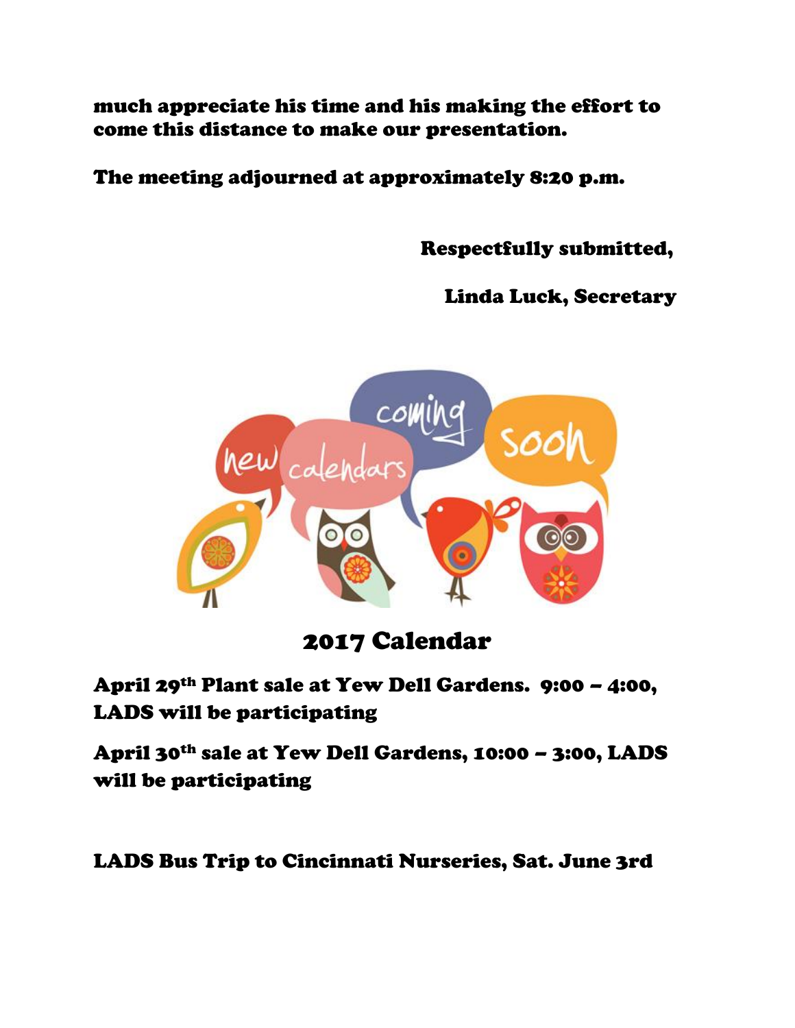much appreciate his time and his making the effort to come this distance to make our presentation.

The meeting adjourned at approximately 8:20 p.m.

Respectfully submitted,

Linda Luck, Secretary

## 2017 Calendar

April 29th Plant sale at Yew Dell Gardens. 9:00 – 4:00, LADS will be participating

April 30th sale at Yew Dell Gardens, 10:00 – 3:00, LADS will be participating

LADS Bus Trip to Cincinnati Nurseries, Sat. June 3rd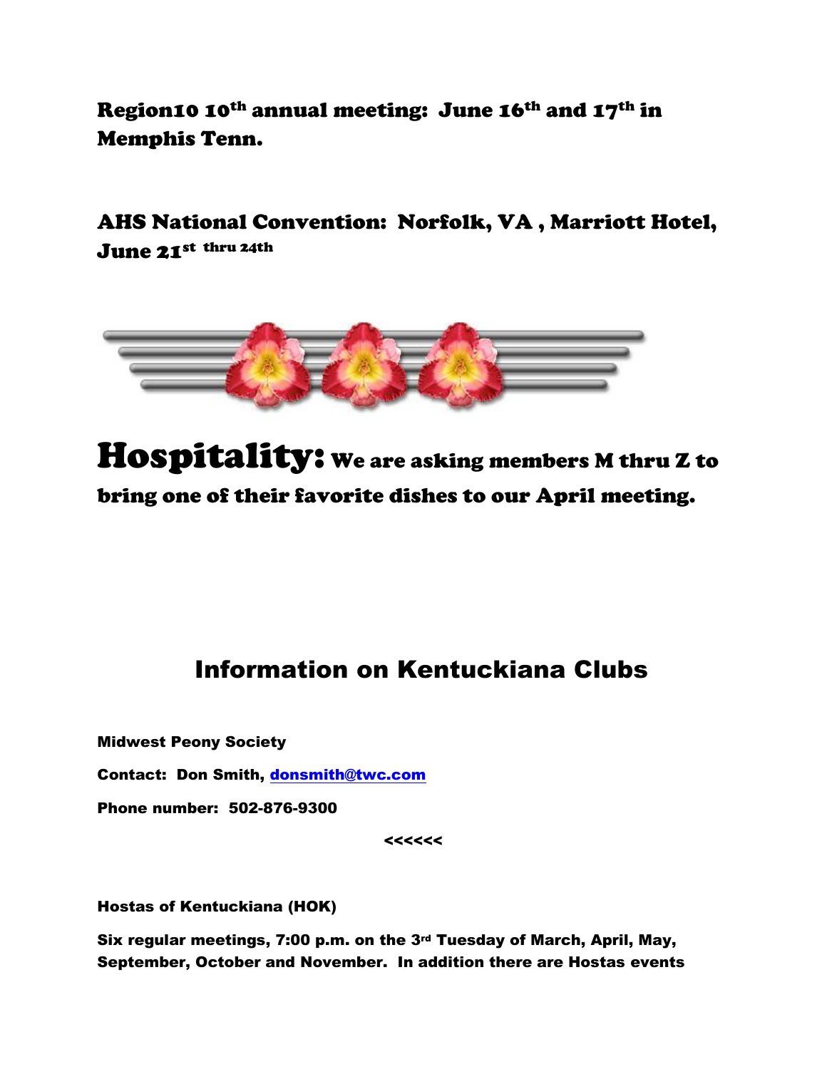**Region10 10th annual meeting: June 16th and 17th in Memphis Tenn.**

**AHS National Convention: Norfolk, VA , Marriott Hotel, June 21st thru 24th**

**Hospitality:** **We are asking members M thru Z to bring one of their favorite dishes to our April meeting.**

## Information on Kentuckiana Clubs

**Midwest Peony Society**

**Contact: Don Smith, donsmith@twc.com**

**Phone number: 502-876-9300**

**<<<<<<**

**Hostas of Kentuckiana (HOK)**

**Six regular meetings, 7:00 p.m. on the 3rd Tuesday of March, April, May, September, October and November. In addition there are Hostas events**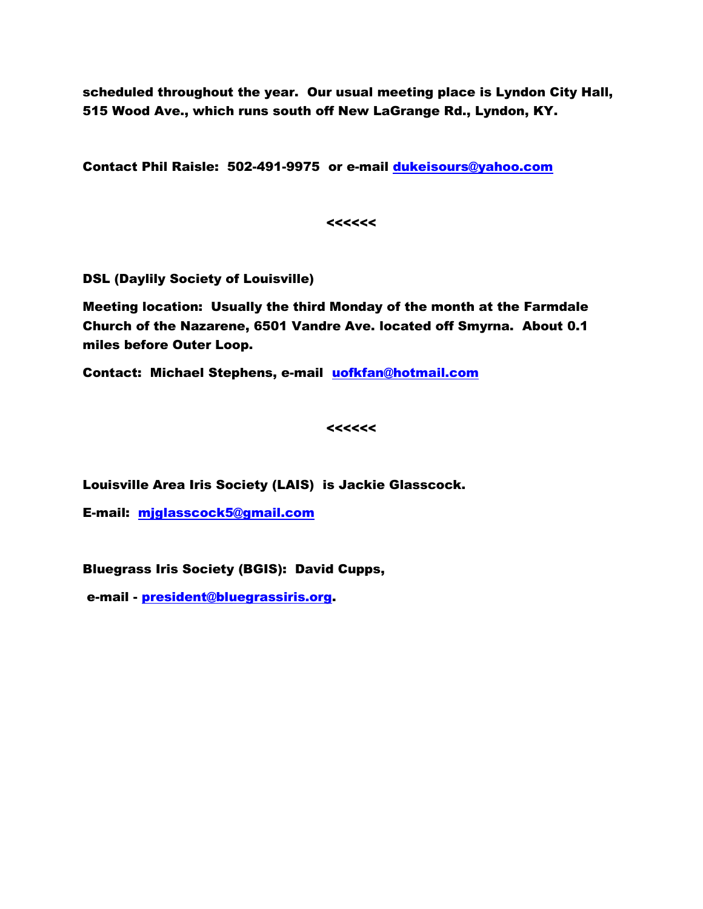**scheduled throughout the year. Our usual meeting place is Lyndon City Hall, 515 Wood Ave., which runs south off New LaGrange Rd., Lyndon, KY.**

**Contact Phil Raisle: 502-491-9975 or e-mail dukeisours@yahoo.com**

**<<<<<<**

**DSL (Daylily Society of Louisville)**

**Meeting location: Usually the third Monday of the month at the Farmdale Church of the Nazarene, 6501 Vandre Ave. located off Smyrna. About 0.1 miles before Outer Loop.**

**Contact: Michael Stephens, e-mail uofkfan@hotmail.com**

**<<<<<<**

**Louisville Area Iris Society (LAIS) is Jackie Glasscock.**

**E-mail: mjglasscock5@gmail.com**

**Bluegrass Iris Society (BGIS): David Cupps,**

**e-mail - president@bluegrassiris.org.**